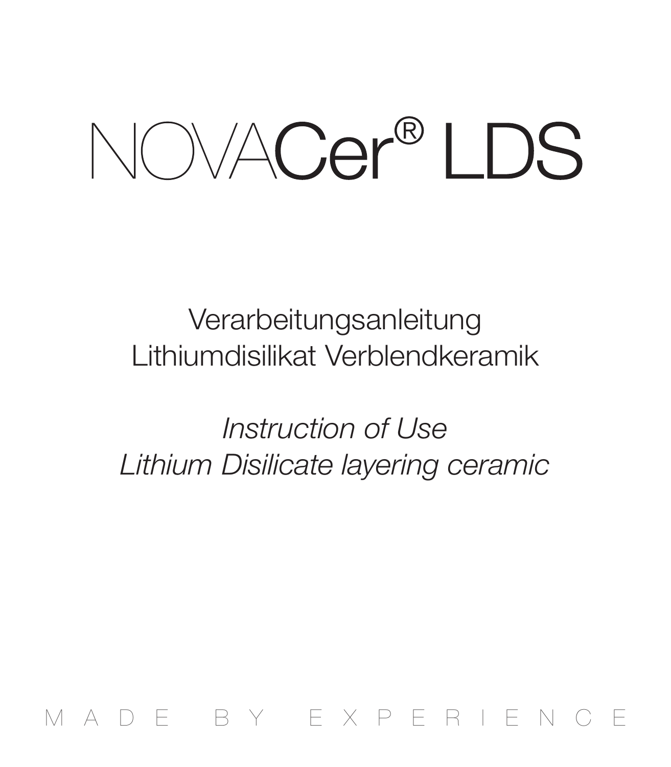# NOVACer® LDS

Verarbeitungsanleitung
Lithiumdisilikat Verblendkeramik

*Instruction of Use*
*Lithium Disilicate layering ceramic*

M A D E B Y E X P E R I E N C E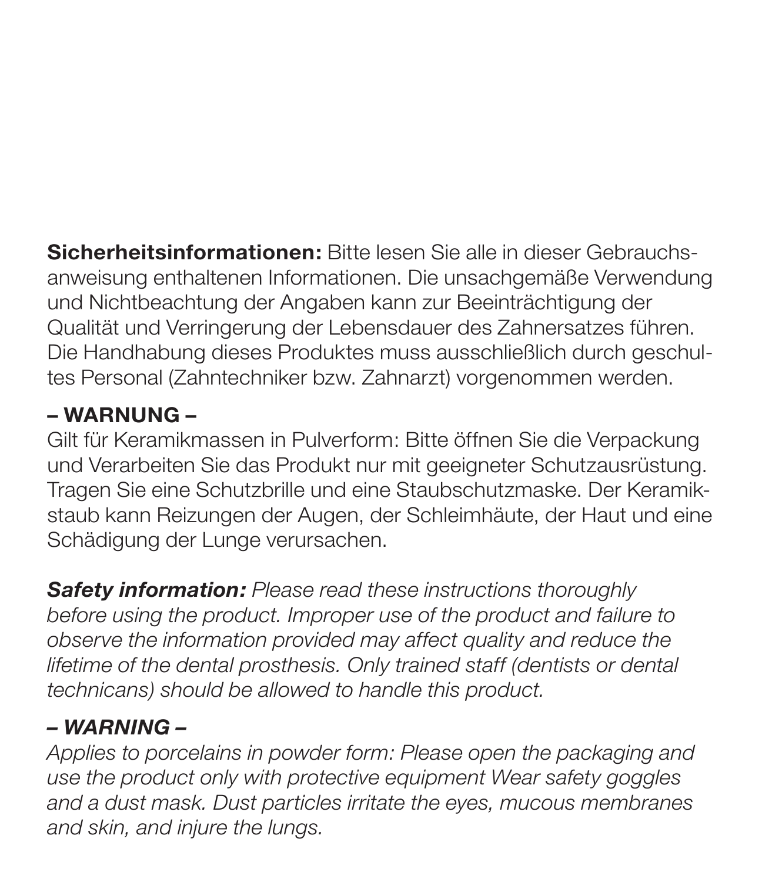**Sicherheitsinformationen:** Bitte lesen Sie alle in dieser Gebrauchsanweisung enthaltenen Informationen. Die unsachgemäße Verwendung und Nichtbeachtung der Angaben kann zur Beeinträchtigung der Qualität und Verringerung der Lebensdauer des Zahnersatzes führen. Die Handhabung dieses Produktes muss ausschließlich durch geschultes Personal (Zahntechniker bzw. Zahnarzt) vorgenommen werden.

**– WARNUNG –**

Gilt für Keramikmassen in Pulverform: Bitte öffnen Sie die Verpackung und Verarbeiten Sie das Produkt nur mit geeigneter Schutzausrüstung. Tragen Sie eine Schutzbrille und eine Staubschutzmaske. Der Keramikstaub kann Reizungen der Augen, der Schleimhäute, der Haut und eine Schädigung der Lunge verursachen.

***Safety information:*** *Please read these instructions thoroughly before using the product. Improper use of the product and failure to observe the information provided may affect quality and reduce the lifetime of the dental prosthesis. Only trained staff (dentists or dental technicans) should be allowed to handle this product.*

***– WARNING –***

*Applies to porcelains in powder form: Please open the packaging and use the product only with protective equipment Wear safety goggles and a dust mask. Dust particles irritate the eyes, mucous membranes and skin, and injure the lungs.*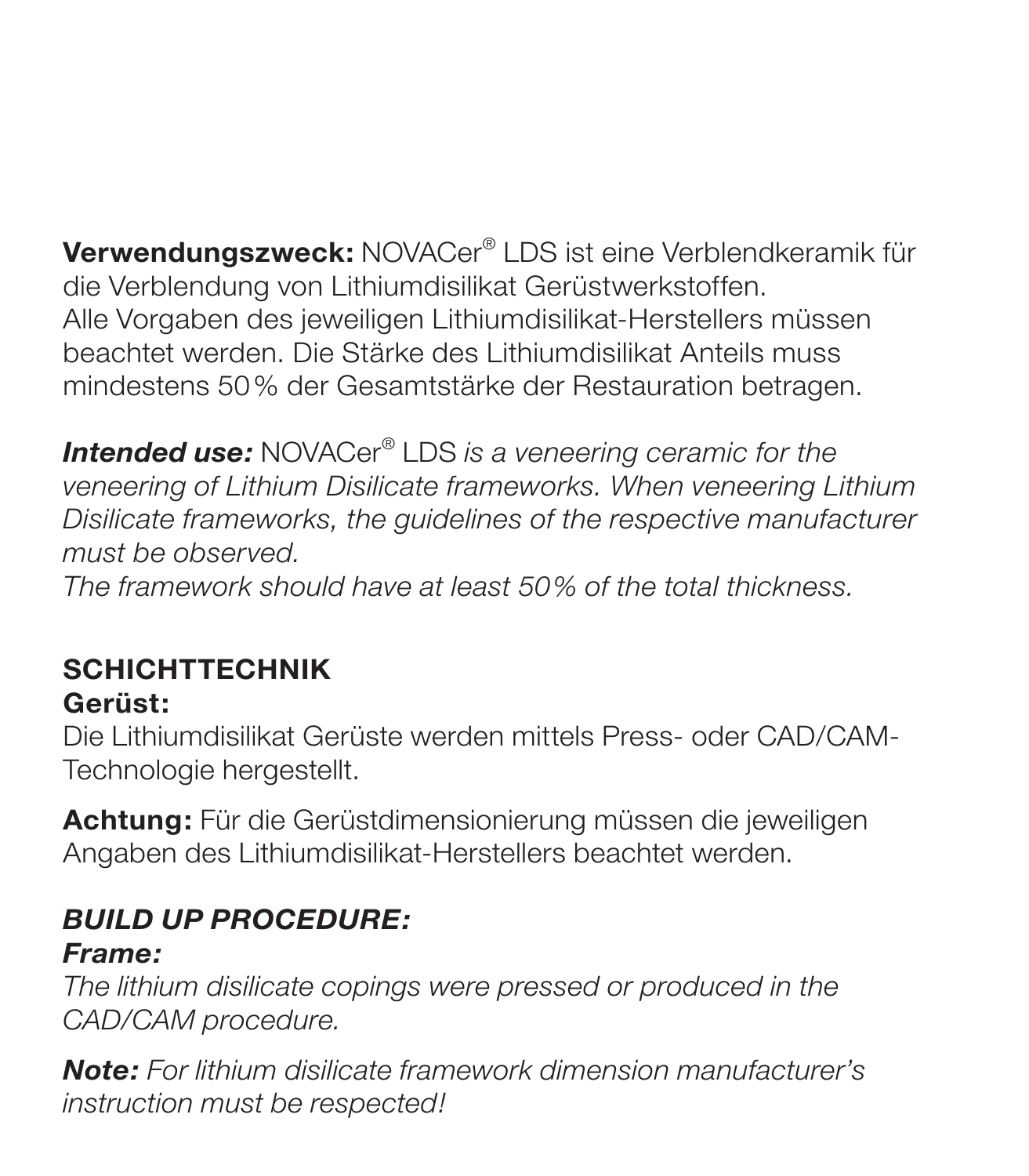**Verwendungszweck:** NOVACer® LDS ist eine Verblendkeramik für die Verblendung von Lithiumdisilikat Gerüstwerkstoffen. Alle Vorgaben des jeweiligen Lithiumdisilikat-Herstellers müssen beachtet werden. Die Stärke des Lithiumdisilikat Anteils muss mindestens 50% der Gesamtstärke der Restauration betragen.

***Intended use:*** NOVACer® LDS *is a veneering ceramic for the veneering of Lithium Disilicate frameworks. When veneering Lithium Disilicate frameworks, the guidelines of the respective manufacturer must be observed.*
*The framework should have at least 50% of the total thickness.*

## SCHICHTTECHNIK

### Gerüst:

Die Lithiumdisilikat Gerüste werden mittels Press- oder CAD/CAM-Technologie hergestellt.

**Achtung:** Für die Gerüstdimensionierung müssen die jeweiligen Angaben des Lithiumdisilikat-Herstellers beachtet werden.

## *BUILD UP PROCEDURE:*

### *Frame:*

*The lithium disilicate copings were pressed or produced in the CAD/CAM procedure.*

***Note:*** *For lithium disilicate framework dimension manufacturer's instruction must be respected!*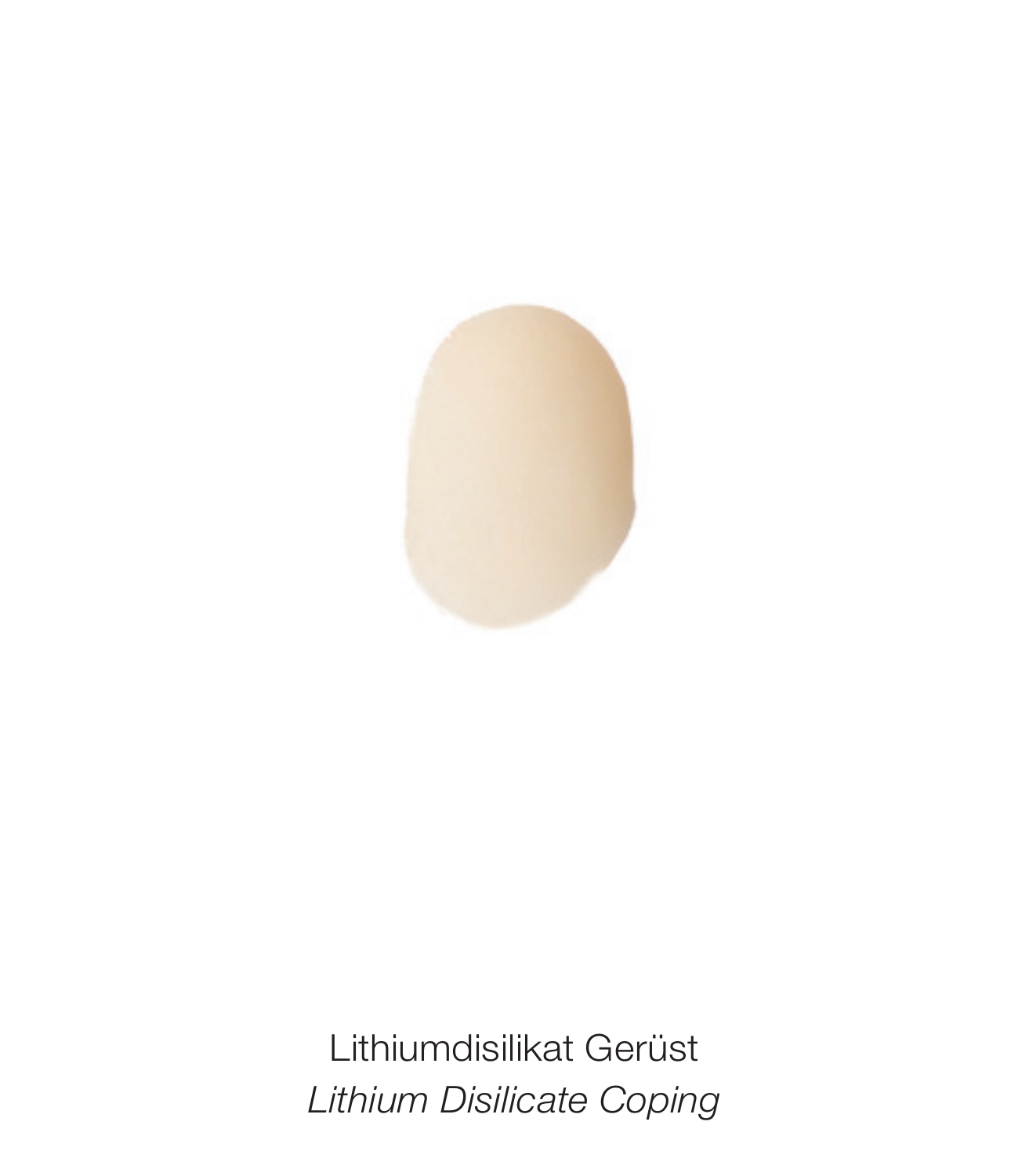Lithiumdisilikat Gerüst

*Lithium Disilicate Coping*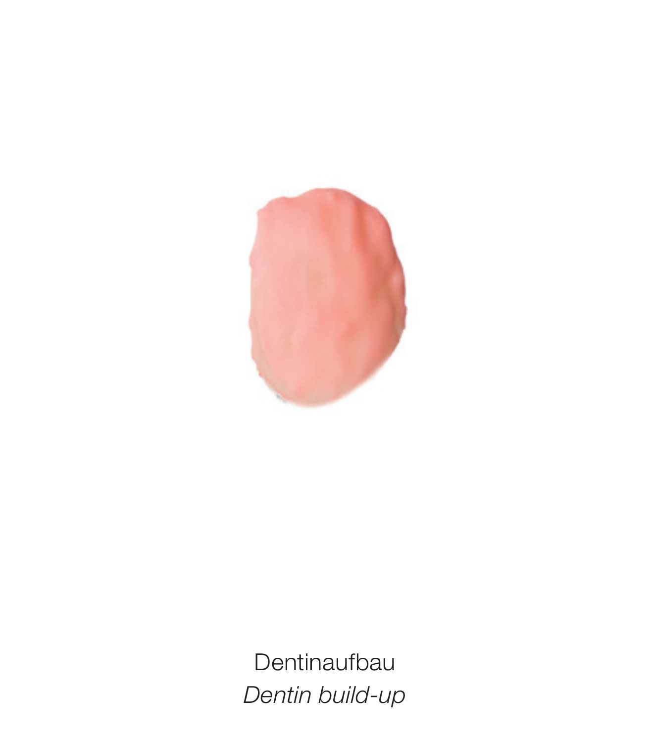Dentinaufbau

*Dentin build-up*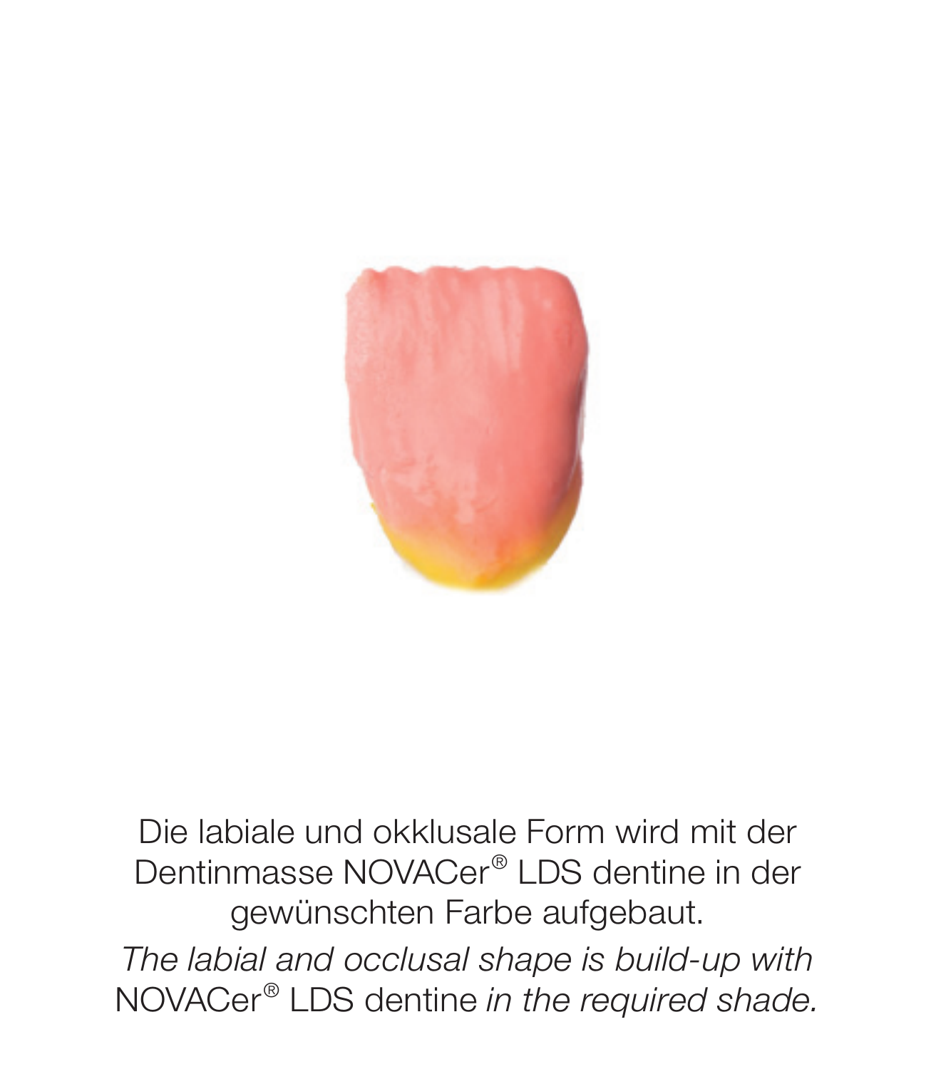Die labiale und okklusale Form wird mit der Dentinmasse NOVACer® LDS dentine in der gewünschten Farbe aufgebaut.

*The labial and occlusal shape is build-up with* NOVACer® LDS dentine *in the required shade.*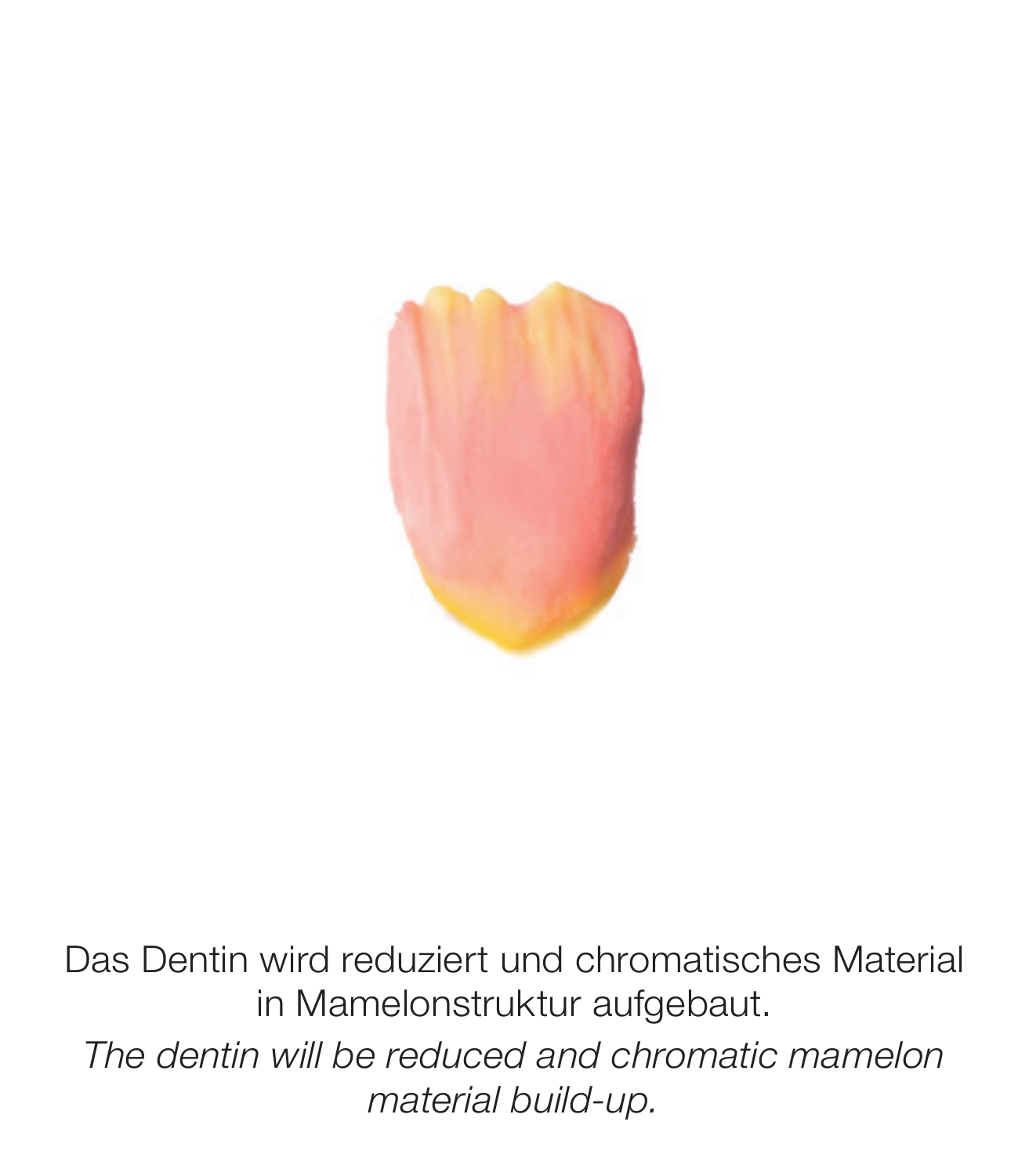Das Dentin wird reduziert und chromatisches Material in Mamelonstruktur aufgebaut.

*The dentin will be reduced and chromatic mamelon material build-up.*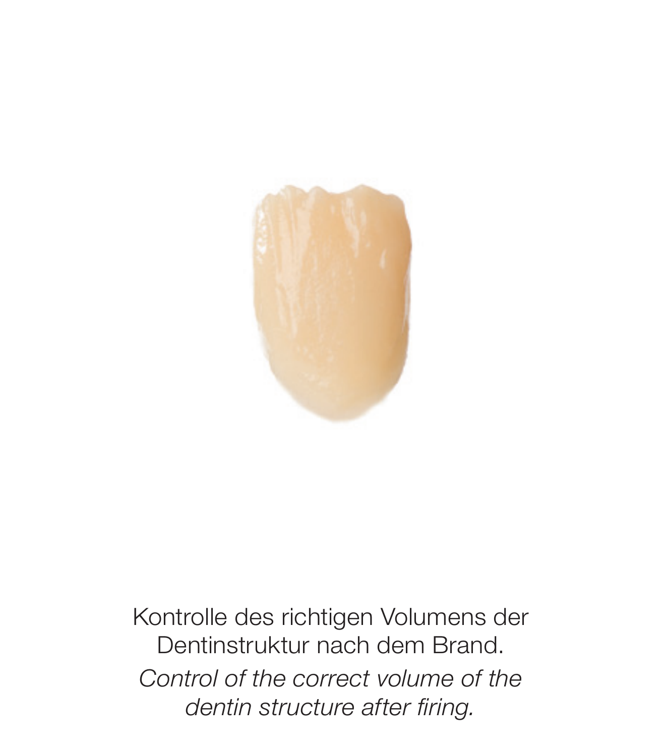Kontrolle des richtigen Volumens der Dentinstruktur nach dem Brand.

*Control of the correct volume of the dentin structure after firing.*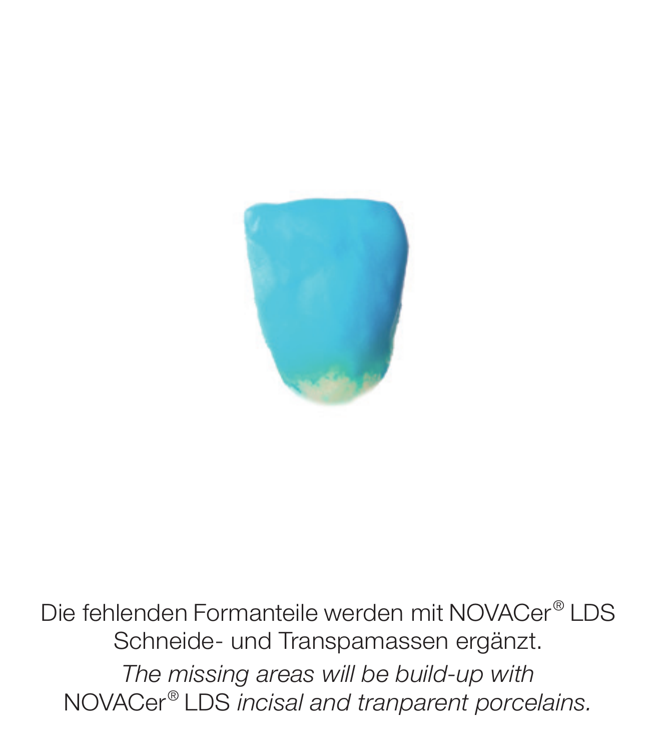Die fehlenden Formanteile werden mit NOVACer® LDS Schneide- und Transpamassen ergänzt.

*The missing areas will be build-up with* NOVACer® LDS *incisal and tranparent porcelains.*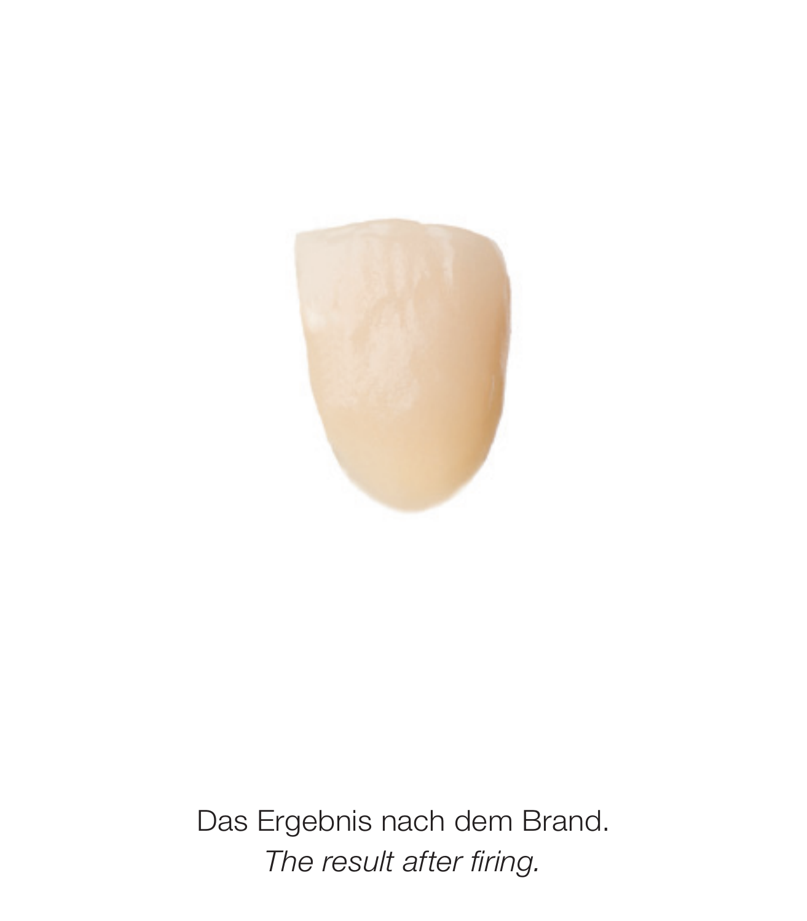Das Ergebnis nach dem Brand.
*The result after firing.*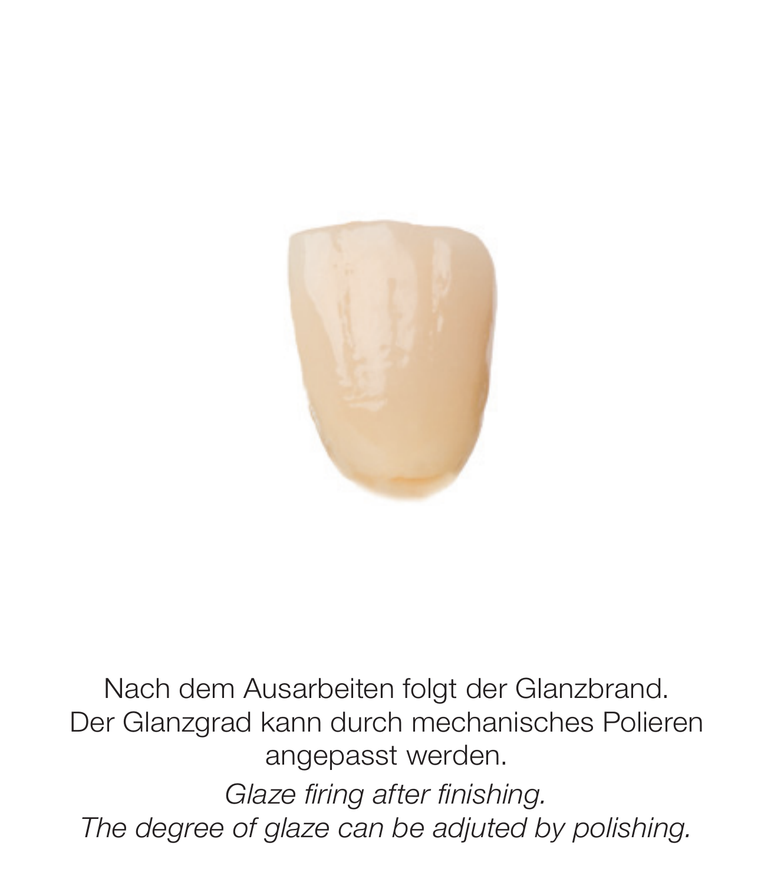Nach dem Ausarbeiten folgt der Glanzbrand.
Der Glanzgrad kann durch mechanisches Polieren angepasst werden.

*Glaze firing after finishing.*
*The degree of glaze can be adjuted by polishing.*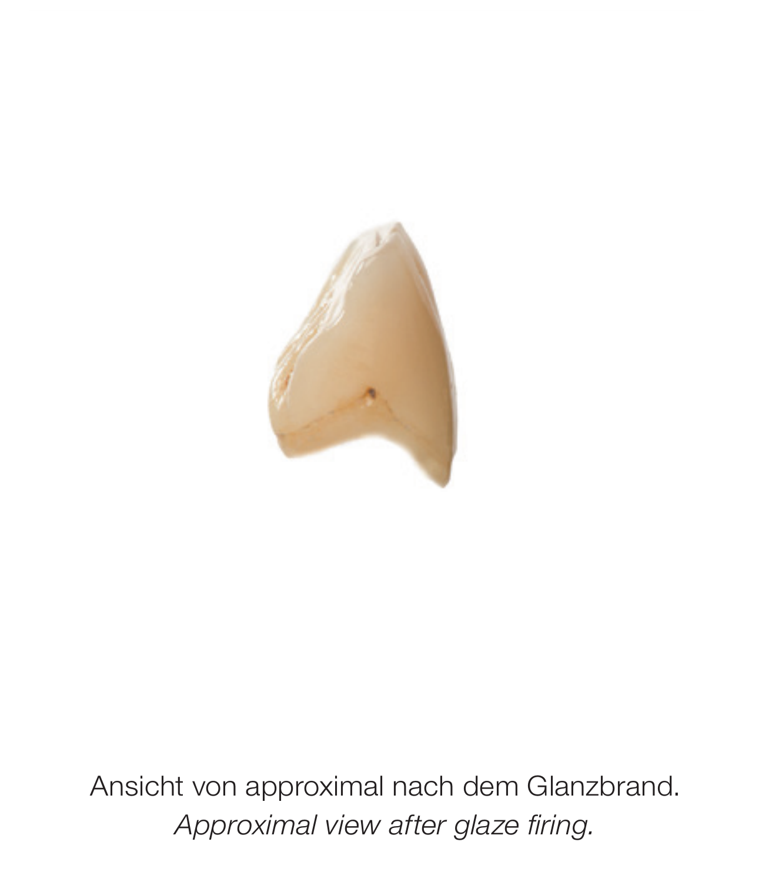Ansicht von approximal nach dem Glanzbrand.

*Approximal view after glaze firing.*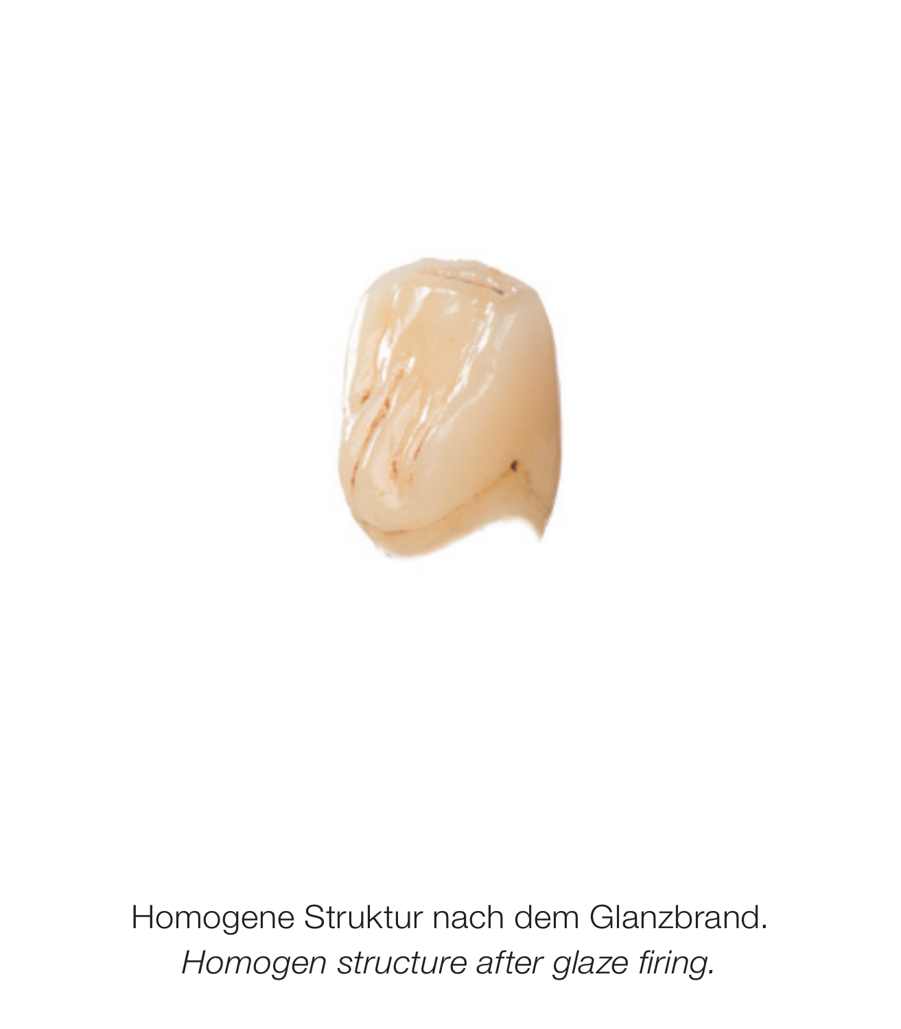Homogene Struktur nach dem Glanzbrand.

*Homogen structure after glaze firing.*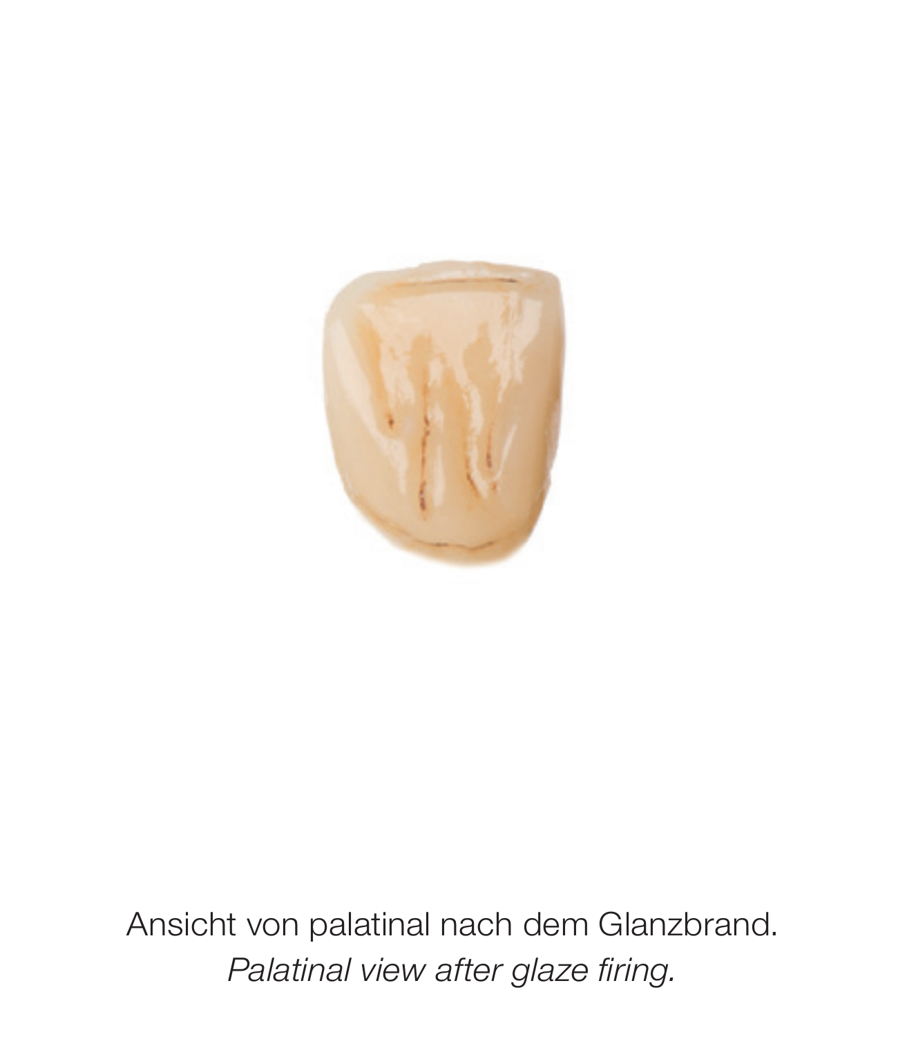Ansicht von palatinal nach dem Glanzbrand.
*Palatinal view after glaze firing.*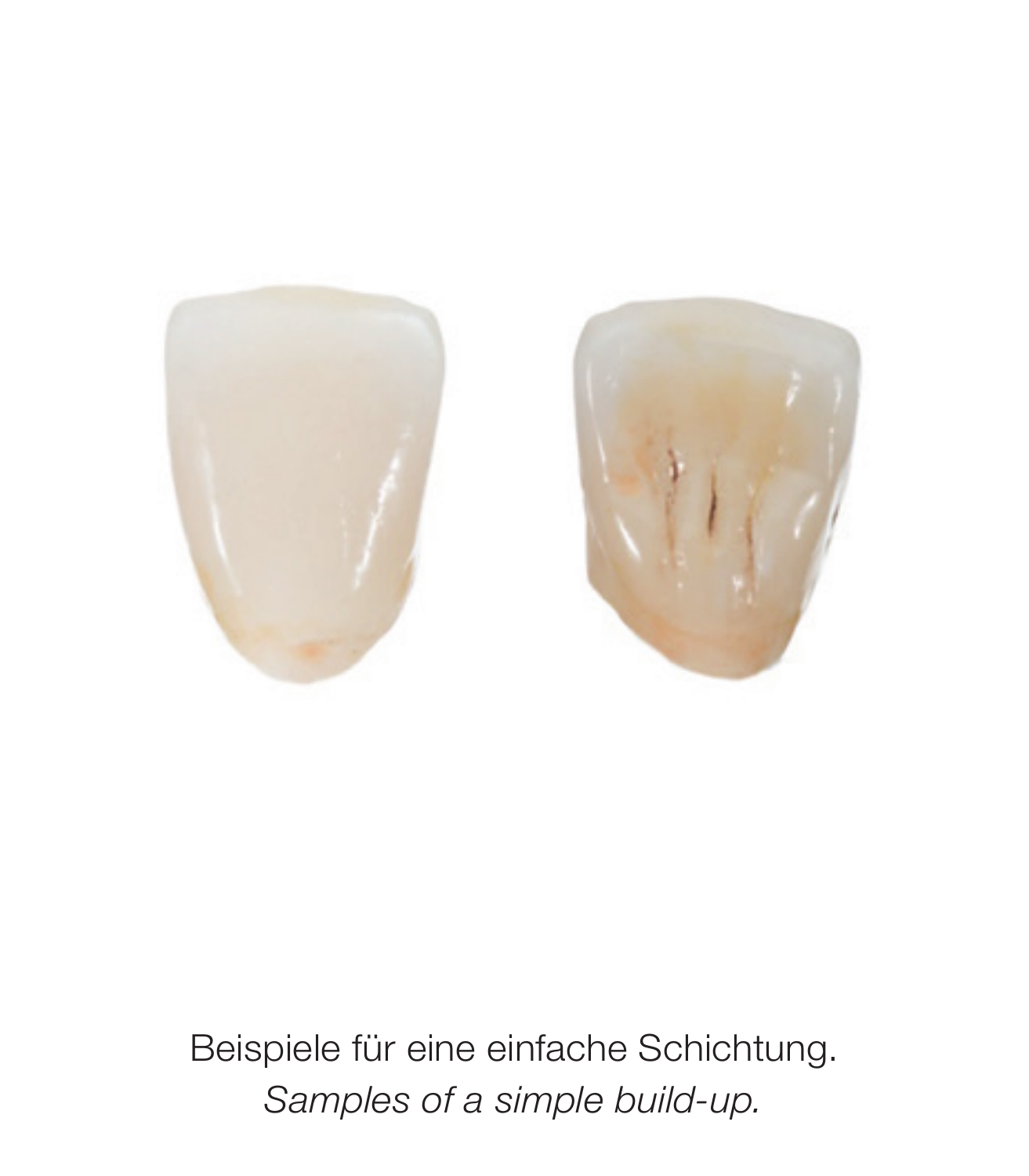Beispiele für eine einfache Schichtung.

*Samples of a simple build-up.*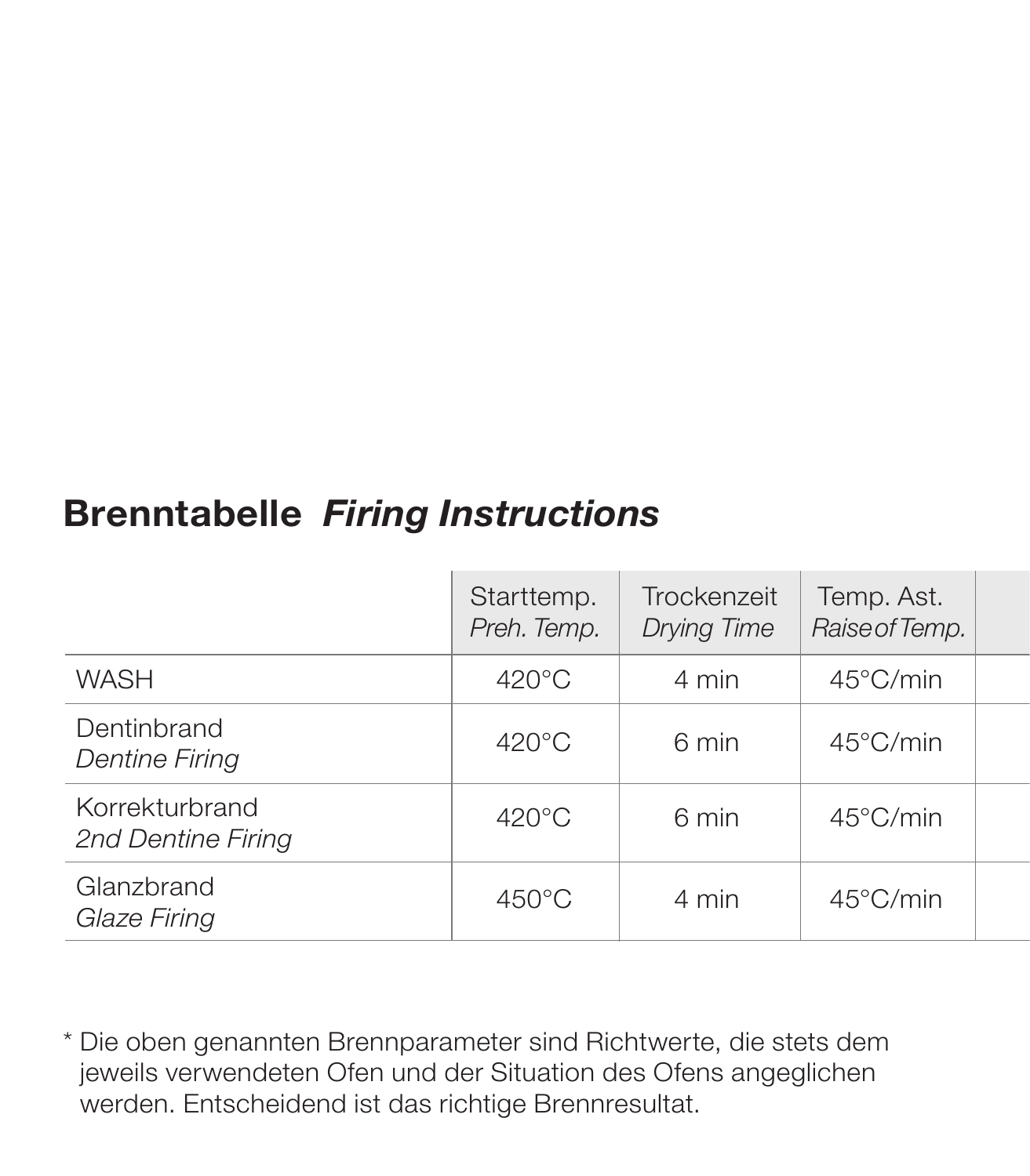## Brenntabelle *Firing Instructions*

| | Starttemp. *Preh. Temp.* | Trockenzeit *Drying Time* | Temp. Ast. *Raise of Temp.* | |
|---|---|---|---|---|
| WASH | 420°C | 4 min | 45°C/min | |
| Dentinbrand *Dentine Firing* | 420°C | 6 min | 45°C/min | |
| Korrekturbrand *2nd Dentine Firing* | 420°C | 6 min | 45°C/min | |
| Glanzbrand *Glaze Firing* | 450°C | 4 min | 45°C/min | |

* Die oben genannten Brennparameter sind Richtwerte, die stets dem jeweils verwendeten Ofen und der Situation des Ofens angeglichen werden. Entscheidend ist das richtige Brennresultat.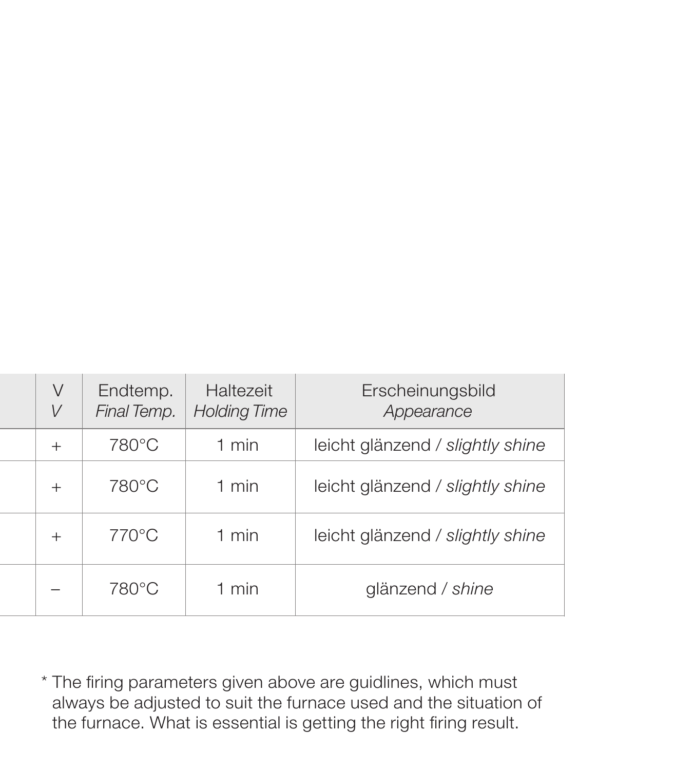| V<br>*V* | Endtemp.<br>*Final Temp.* | Haltezeit<br>*Holding Time* | Erscheinungsbild<br>*Appearance* |
|---|---|---|---|
| + | 780°C | 1 min | leicht glänzend / *slightly shine* |
| + | 780°C | 1 min | leicht glänzend / *slightly shine* |
| + | 770°C | 1 min | leicht glänzend / *slightly shine* |
| – | 780°C | 1 min | glänzend / *shine* |

* The firing parameters given above are guidlines, which must always be adjusted to suit the furnace used and the situation of the furnace. What is essential is getting the right firing result.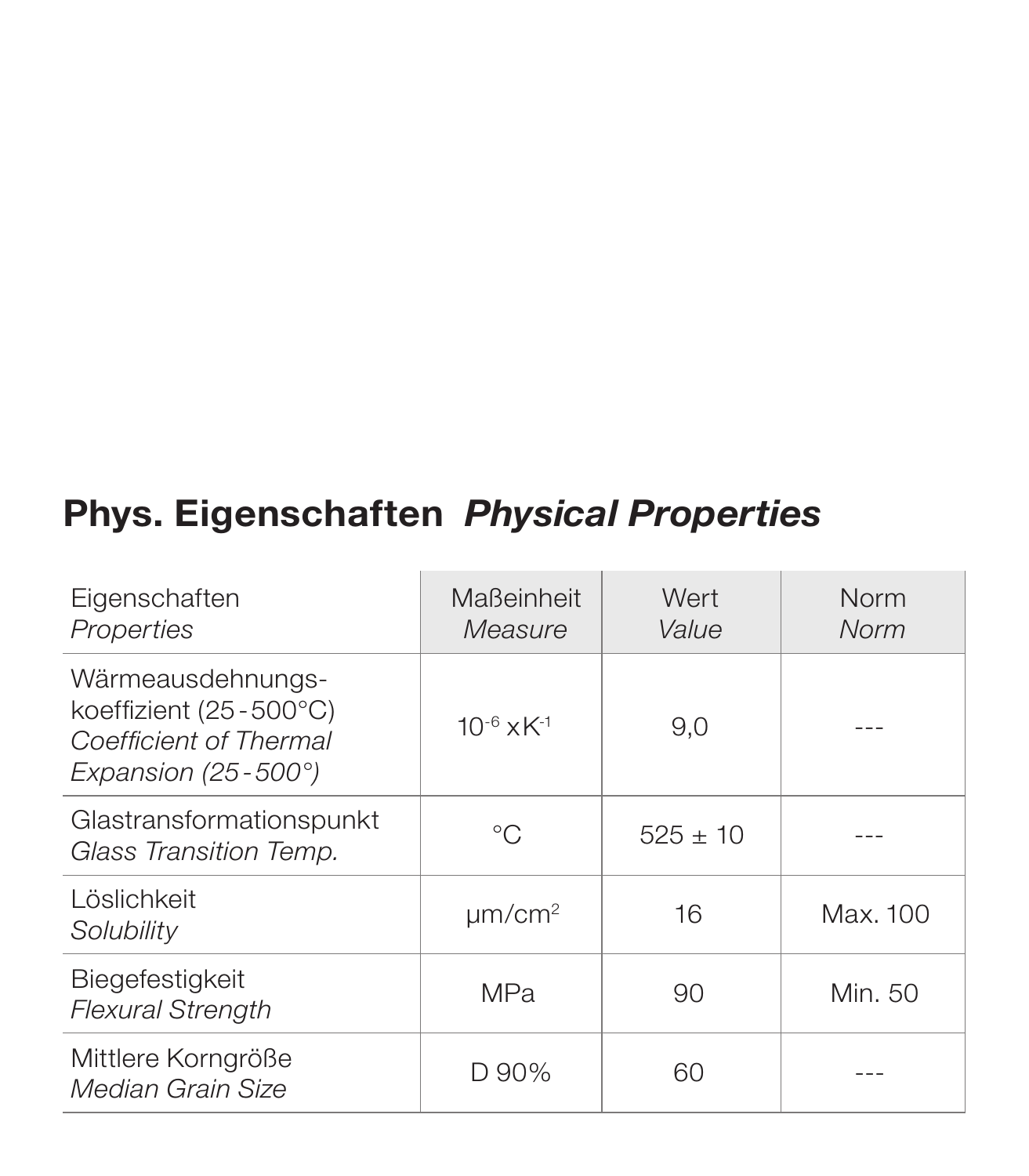## **Phys. Eigenschaften** ***Physical Properties***

| Eigenschaften<br>*Properties* | Maßeinheit<br>*Measure* | Wert<br>*Value* | Norm<br>*Norm* |
|---|---|---|---|
| Wärmeausdehnungs-koeffizient (25 - 500°C)<br>*Coefficient of Thermal Expansion (25 - 500°)* | $10^{-6}$ x $K^{-1}$ | 9,0 | --- |
| Glastransformationspunkt<br>*Glass Transition Temp.* | °C | 525 ± 10 | --- |
| Löslichkeit<br>*Solubility* | µm/$cm^2$ | 16 | Max. 100 |
| Biegefestigkeit<br>*Flexural Strength* | MPa | 90 | Min. 50 |
| Mittlere Korngröße<br>*Median Grain Size* | D 90% | 60 | --- |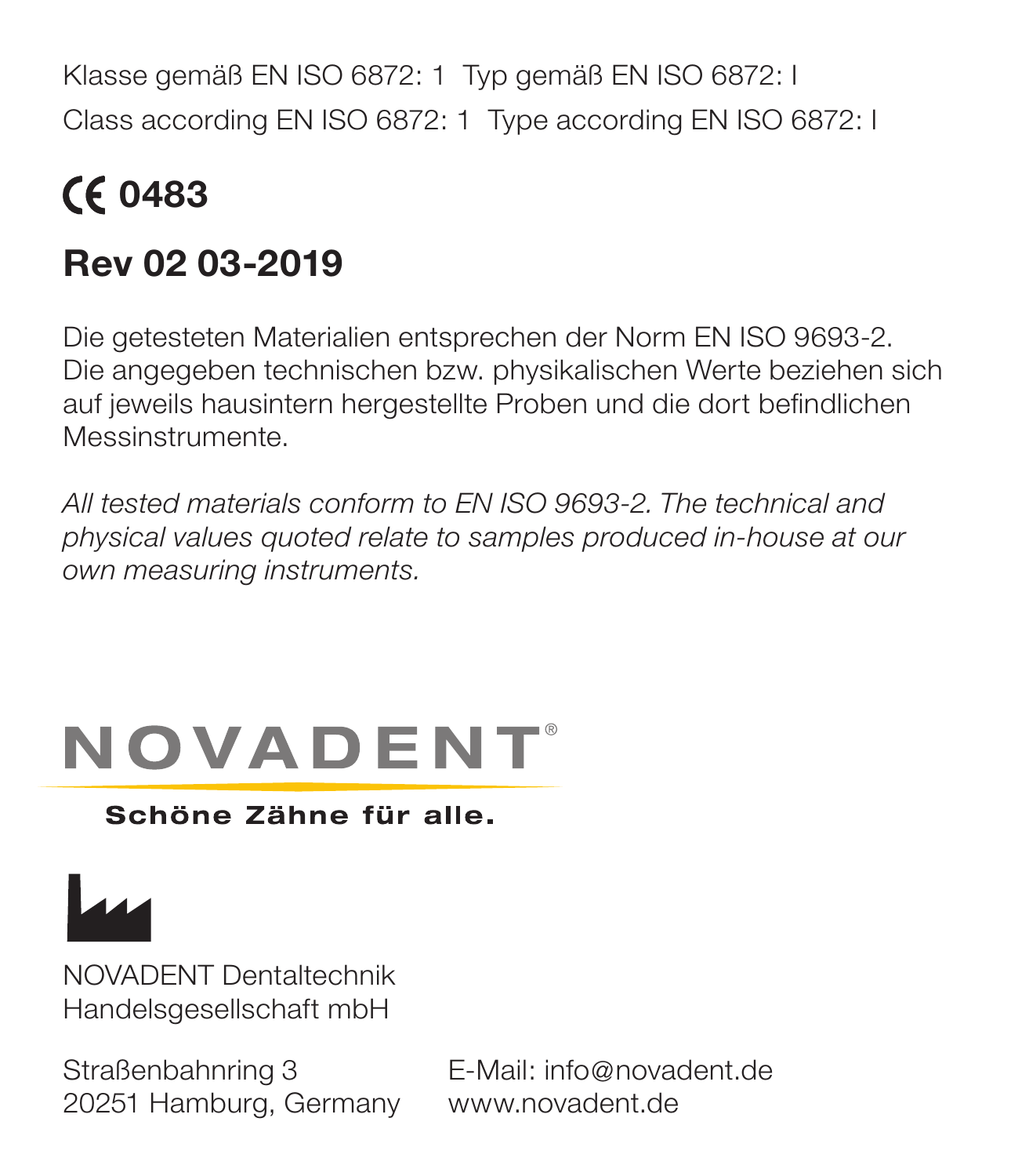Klasse gemäß EN ISO 6872: 1  Typ gemäß EN ISO 6872: I

Class according EN ISO 6872: 1  Type according EN ISO 6872: I

**CE 0483**

**Rev 02 03-2019**

Die getesteten Materialien entsprechen der Norm EN ISO 9693-2. Die angegeben technischen bzw. physikalischen Werte beziehen sich auf jeweils hausintern hergestellte Proben und die dort befindlichen Messinstrumente.

*All tested materials conform to EN ISO 9693-2. The technical and physical values quoted relate to samples produced in-house at our own measuring instruments.*

NOVADENT®

**Schöne Zähne für alle.**

NOVADENT Dentaltechnik
Handelsgesellschaft mbH

Straßenbahnring 3
20251 Hamburg, Germany

E-Mail: info@novadent.de
www.novadent.de